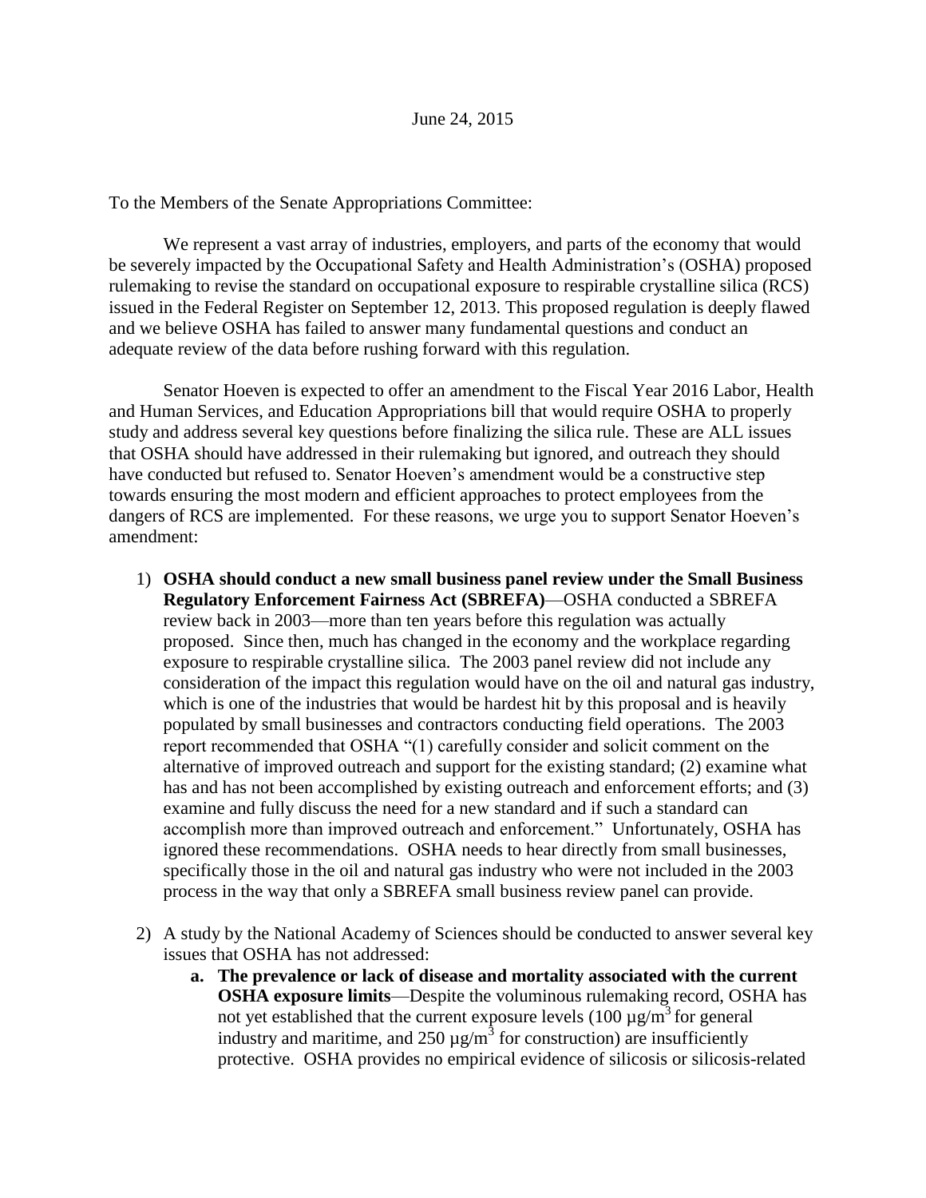June 24, 2015

To the Members of the Senate Appropriations Committee:

We represent a vast array of industries, employers, and parts of the economy that would be severely impacted by the Occupational Safety and Health Administration's (OSHA) proposed rulemaking to revise the standard on occupational exposure to respirable crystalline silica (RCS) issued in the Federal Register on September 12, 2013. This proposed regulation is deeply flawed and we believe OSHA has failed to answer many fundamental questions and conduct an adequate review of the data before rushing forward with this regulation.

Senator Hoeven is expected to offer an amendment to the Fiscal Year 2016 Labor, Health and Human Services, and Education Appropriations bill that would require OSHA to properly study and address several key questions before finalizing the silica rule. These are ALL issues that OSHA should have addressed in their rulemaking but ignored, and outreach they should have conducted but refused to. Senator Hoeven's amendment would be a constructive step towards ensuring the most modern and efficient approaches to protect employees from the dangers of RCS are implemented. For these reasons, we urge you to support Senator Hoeven's amendment:

1) **OSHA should conduct a new small business panel review under the Small Business Regulatory Enforcement Fairness Act (SBREFA)**—OSHA conducted a SBREFA review back in 2003—more than ten years before this regulation was actually proposed. Since then, much has changed in the economy and the workplace regarding exposure to respirable crystalline silica. The 2003 panel review did not include any consideration of the impact this regulation would have on the oil and natural gas industry, which is one of the industries that would be hardest hit by this proposal and is heavily populated by small businesses and contractors conducting field operations. The 2003 report recommended that OSHA "(1) carefully consider and solicit comment on the alternative of improved outreach and support for the existing standard; (2) examine what has and has not been accomplished by existing outreach and enforcement efforts; and (3) examine and fully discuss the need for a new standard and if such a standard can accomplish more than improved outreach and enforcement." Unfortunately, OSHA has ignored these recommendations. OSHA needs to hear directly from small businesses, specifically those in the oil and natural gas industry who were not included in the 2003 process in the way that only a SBREFA small business review panel can provide.

2) A study by the National Academy of Sciences should be conducted to answer several key issues that OSHA has not addressed:
   a. **The prevalence or lack of disease and mortality associated with the current OSHA exposure limits**—Despite the voluminous rulemaking record, OSHA has not yet established that the current exposure levels (100 $\mu g/m^3$ for general industry and maritime, and 250 $\mu g/m^3$ for construction) are insufficiently protective. OSHA provides no empirical evidence of silicosis or silicosis-related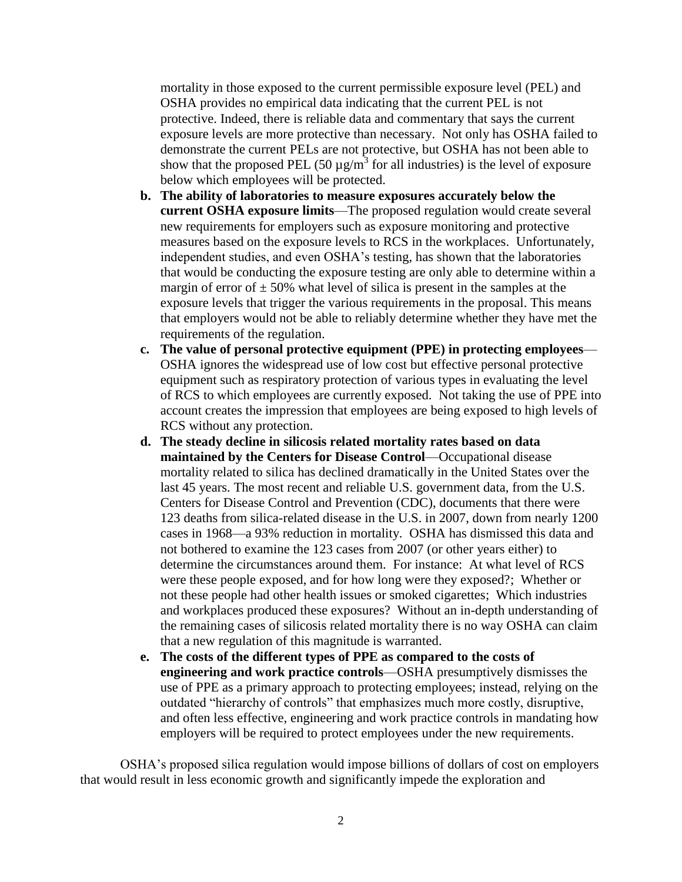mortality in those exposed to the current permissible exposure level (PEL) and OSHA provides no empirical data indicating that the current PEL is not protective. Indeed, there is reliable data and commentary that says the current exposure levels are more protective than necessary. Not only has OSHA failed to demonstrate the current PELs are not protective, but OSHA has not been able to show that the proposed PEL (50 µg/$m^3$ for all industries) is the level of exposure below which employees will be protected.

b. **The ability of laboratories to measure exposures accurately below the current OSHA exposure limits**—The proposed regulation would create several new requirements for employers such as exposure monitoring and protective measures based on the exposure levels to RCS in the workplaces. Unfortunately, independent studies, and even OSHA's testing, has shown that the laboratories that would be conducting the exposure testing are only able to determine within a margin of error of ± 50% what level of silica is present in the samples at the exposure levels that trigger the various requirements in the proposal. This means that employers would not be able to reliably determine whether they have met the requirements of the regulation.

c. **The value of personal protective equipment (PPE) in protecting employees**—OSHA ignores the widespread use of low cost but effective personal protective equipment such as respiratory protection of various types in evaluating the level of RCS to which employees are currently exposed. Not taking the use of PPE into account creates the impression that employees are being exposed to high levels of RCS without any protection.

d. **The steady decline in silicosis related mortality rates based on data maintained by the Centers for Disease Control**—Occupational disease mortality related to silica has declined dramatically in the United States over the last 45 years. The most recent and reliable U.S. government data, from the U.S. Centers for Disease Control and Prevention (CDC), documents that there were 123 deaths from silica-related disease in the U.S. in 2007, down from nearly 1200 cases in 1968—a 93% reduction in mortality. OSHA has dismissed this data and not bothered to examine the 123 cases from 2007 (or other years either) to determine the circumstances around them. For instance: At what level of RCS were these people exposed, and for how long were they exposed?; Whether or not these people had other health issues or smoked cigarettes; Which industries and workplaces produced these exposures? Without an in-depth understanding of the remaining cases of silicosis related mortality there is no way OSHA can claim that a new regulation of this magnitude is warranted.

e. **The costs of the different types of PPE as compared to the costs of engineering and work practice controls**—OSHA presumptively dismisses the use of PPE as a primary approach to protecting employees; instead, relying on the outdated "hierarchy of controls" that emphasizes much more costly, disruptive, and often less effective, engineering and work practice controls in mandating how employers will be required to protect employees under the new requirements.

OSHA's proposed silica regulation would impose billions of dollars of cost on employers that would result in less economic growth and significantly impede the exploration and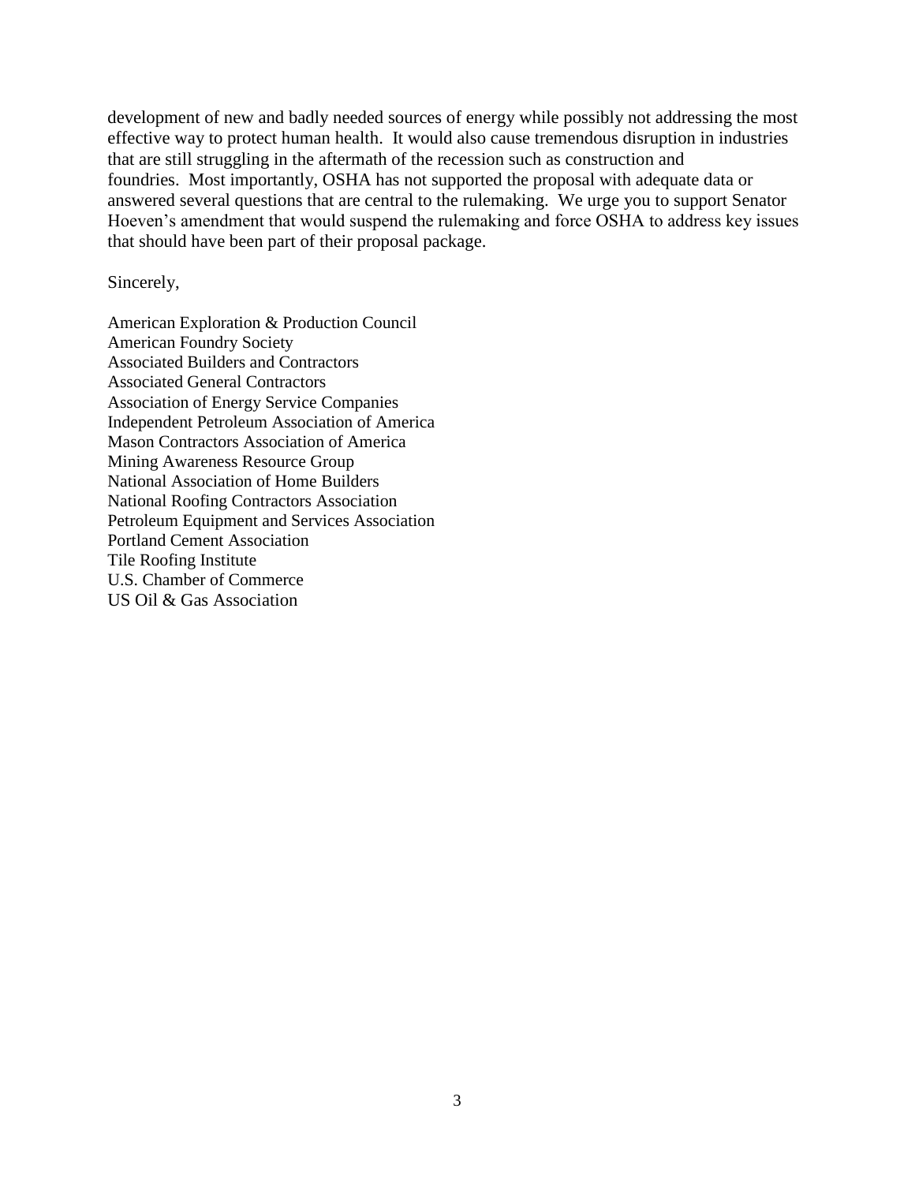development of new and badly needed sources of energy while possibly not addressing the most effective way to protect human health. It would also cause tremendous disruption in industries that are still struggling in the aftermath of the recession such as construction and foundries. Most importantly, OSHA has not supported the proposal with adequate data or answered several questions that are central to the rulemaking. We urge you to support Senator Hoeven's amendment that would suspend the rulemaking and force OSHA to address key issues that should have been part of their proposal package.

Sincerely,

American Exploration & Production Council
American Foundry Society
Associated Builders and Contractors
Associated General Contractors
Association of Energy Service Companies
Independent Petroleum Association of America
Mason Contractors Association of America
Mining Awareness Resource Group
National Association of Home Builders
National Roofing Contractors Association
Petroleum Equipment and Services Association
Portland Cement Association
Tile Roofing Institute
U.S. Chamber of Commerce
US Oil & Gas Association